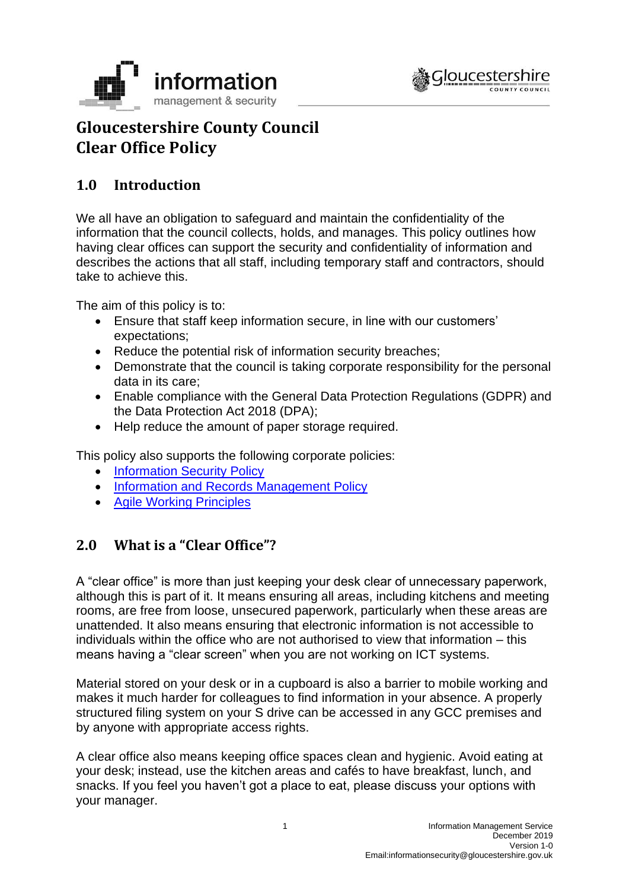# Gloucestershire County Council Clear Office Policy

## 1.0 Introduction

We all have an obligation to safeguard and maintain the confidentiality of the information that the council collects, holds, and manages. This policy outlines how having clear offices can support the security and confidentiality of information and describes the actions that all staff, including temporary staff and contractors, should take to achieve this.

The aim of this policy is to:

- Ensure that staff keep information secure, in line with our customers' expectations;
- Reduce the potential risk of information security breaches;
- Demonstrate that the council is taking corporate responsibility for the personal data in its care;
- Enable compliance with the General Data Protection Regulations (GDPR) and the Data Protection Act 2018 (DPA);
- Help reduce the amount of paper storage required.

This policy also supports the following corporate policies:

- Information Security Policy
- Information and Records Management Policy
- Agile Working Principles

## 2.0 What is a "Clear Office"?

A "clear office" is more than just keeping your desk clear of unnecessary paperwork, although this is part of it. It means ensuring all areas, including kitchens and meeting rooms, are free from loose, unsecured paperwork, particularly when these areas are unattended. It also means ensuring that electronic information is not accessible to individuals within the office who are not authorised to view that information – this means having a "clear screen" when you are not working on ICT systems.

Material stored on your desk or in a cupboard is also a barrier to mobile working and makes it much harder for colleagues to find information in your absence. A properly structured filing system on your S drive can be accessed in any GCC premises and by anyone with appropriate access rights.

A clear office also means keeping office spaces clean and hygienic. Avoid eating at your desk; instead, use the kitchen areas and cafés to have breakfast, lunch, and snacks. If you feel you haven't got a place to eat, please discuss your options with your manager.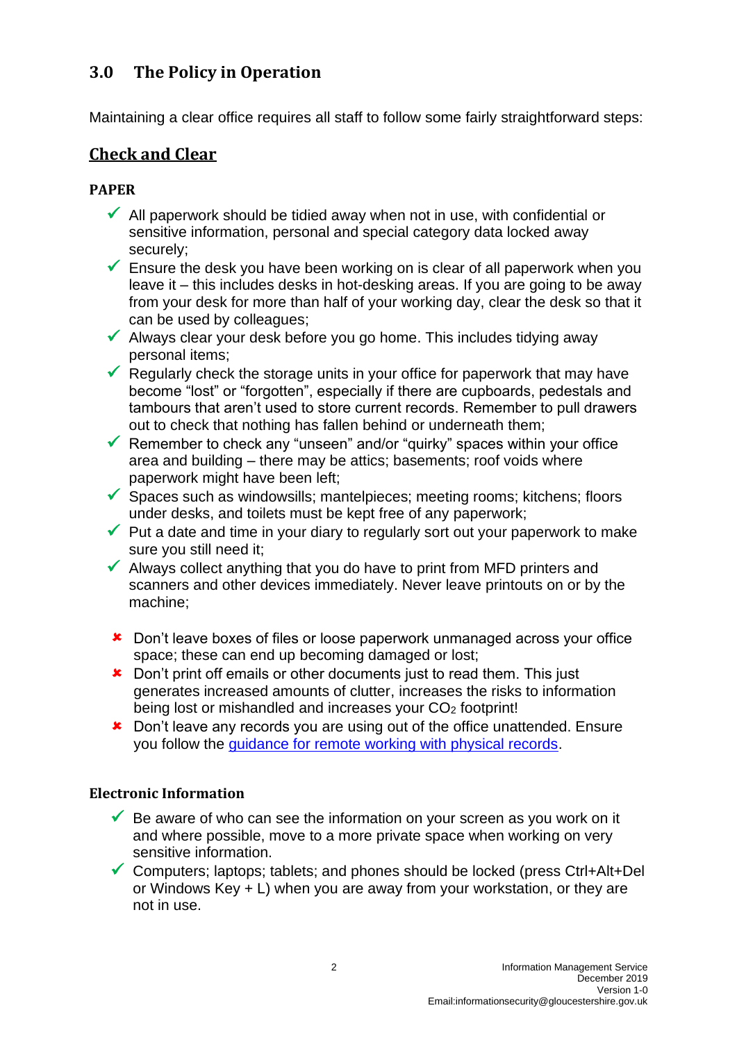## 3.0 The Policy in Operation

Maintaining a clear office requires all staff to follow some fairly straightforward steps:

### Check and Clear

#### PAPER

- ✓ All paperwork should be tidied away when not in use, with confidential or sensitive information, personal and special category data locked away securely;
- ✓ Ensure the desk you have been working on is clear of all paperwork when you leave it – this includes desks in hot-desking areas. If you are going to be away from your desk for more than half of your working day, clear the desk so that it can be used by colleagues;
- ✓ Always clear your desk before you go home. This includes tidying away personal items;
- ✓ Regularly check the storage units in your office for paperwork that may have become "lost" or "forgotten", especially if there are cupboards, pedestals and tambours that aren't used to store current records. Remember to pull drawers out to check that nothing has fallen behind or underneath them;
- ✓ Remember to check any "unseen" and/or "quirky" spaces within your office area and building – there may be attics; basements; roof voids where paperwork might have been left;
- ✓ Spaces such as windowsills; mantelpieces; meeting rooms; kitchens; floors under desks, and toilets must be kept free of any paperwork;
- ✓ Put a date and time in your diary to regularly sort out your paperwork to make sure you still need it;
- ✓ Always collect anything that you do have to print from MFD printers and scanners and other devices immediately. Never leave printouts on or by the machine;

- ✘ Don't leave boxes of files or loose paperwork unmanaged across your office space; these can end up becoming damaged or lost;
- ✘ Don't print off emails or other documents just to read them. This just generates increased amounts of clutter, increases the risks to information being lost or mishandled and increases your $CO_2$ footprint!
- ✘ Don't leave any records you are using out of the office unattended. Ensure you follow the guidance for remote working with physical records.

#### Electronic Information

- ✓ Be aware of who can see the information on your screen as you work on it and where possible, move to a more private space when working on very sensitive information.
- ✓ Computers; laptops; tablets; and phones should be locked (press Ctrl+Alt+Del or Windows Key + L) when you are away from your workstation, or they are not in use.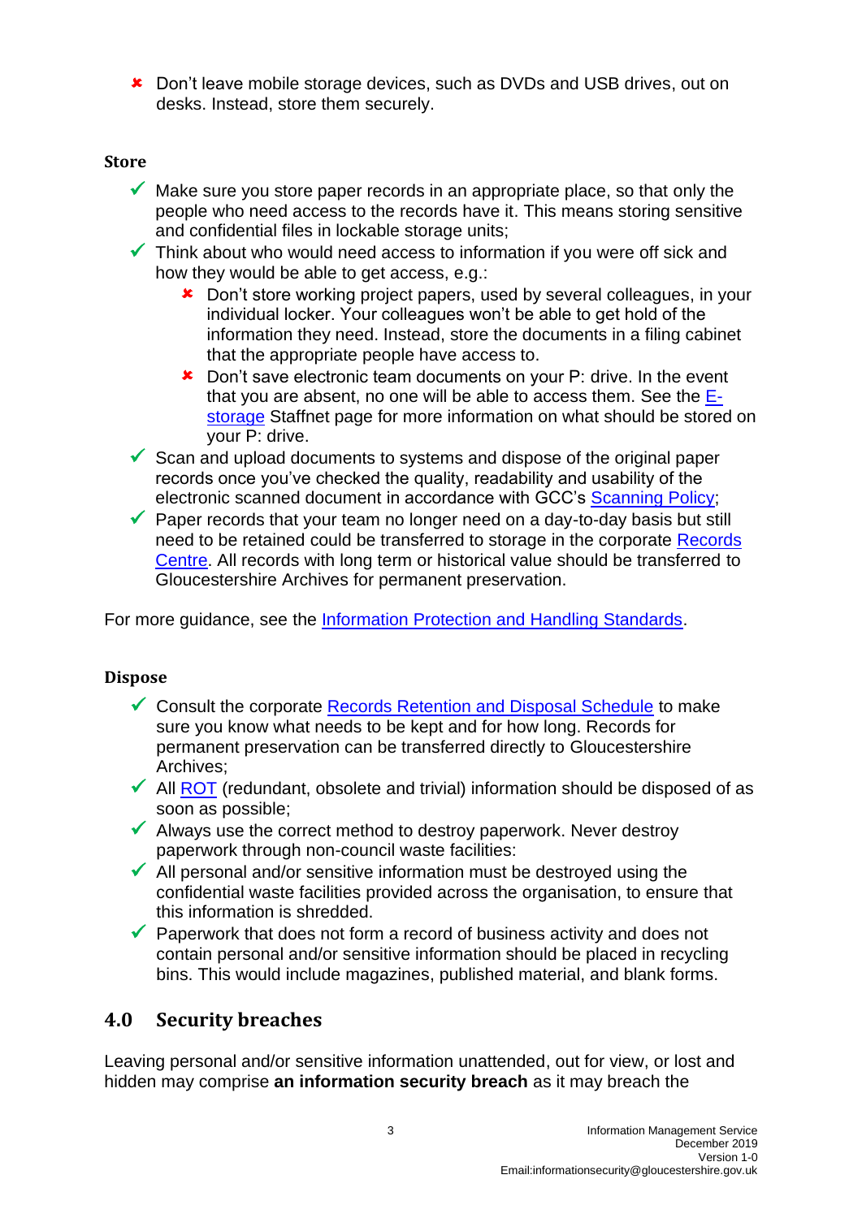- ✘ Don't leave mobile storage devices, such as DVDs and USB drives, out on desks. Instead, store them securely.

**Store**

- ✓ Make sure you store paper records in an appropriate place, so that only the people who need access to the records have it. This means storing sensitive and confidential files in lockable storage units;
- ✓ Think about who would need access to information if you were off sick and how they would be able to get access, e.g.:
  - ✘ Don't store working project papers, used by several colleagues, in your individual locker. Your colleagues won't be able to get hold of the information they need. Instead, store the documents in a filing cabinet that the appropriate people have access to.
  - ✘ Don't save electronic team documents on your P: drive. In the event that you are absent, no one will be able to access them. See the E-storage Staffnet page for more information on what should be stored on your P: drive.
- ✓ Scan and upload documents to systems and dispose of the original paper records once you've checked the quality, readability and usability of the electronic scanned document in accordance with GCC's Scanning Policy;
- ✓ Paper records that your team no longer need on a day-to-day basis but still need to be retained could be transferred to storage in the corporate Records Centre. All records with long term or historical value should be transferred to Gloucestershire Archives for permanent preservation.

For more guidance, see the Information Protection and Handling Standards.

**Dispose**

- ✓ Consult the corporate Records Retention and Disposal Schedule to make sure you know what needs to be kept and for how long. Records for permanent preservation can be transferred directly to Gloucestershire Archives;
- ✓ All ROT (redundant, obsolete and trivial) information should be disposed of as soon as possible;
- ✓ Always use the correct method to destroy paperwork. Never destroy paperwork through non-council waste facilities:
- ✓ All personal and/or sensitive information must be destroyed using the confidential waste facilities provided across the organisation, to ensure that this information is shredded.
- ✓ Paperwork that does not form a record of business activity and does not contain personal and/or sensitive information should be placed in recycling bins. This would include magazines, published material, and blank forms.

## 4.0 Security breaches

Leaving personal and/or sensitive information unattended, out for view, or lost and hidden may comprise **an information security breach** as it may breach the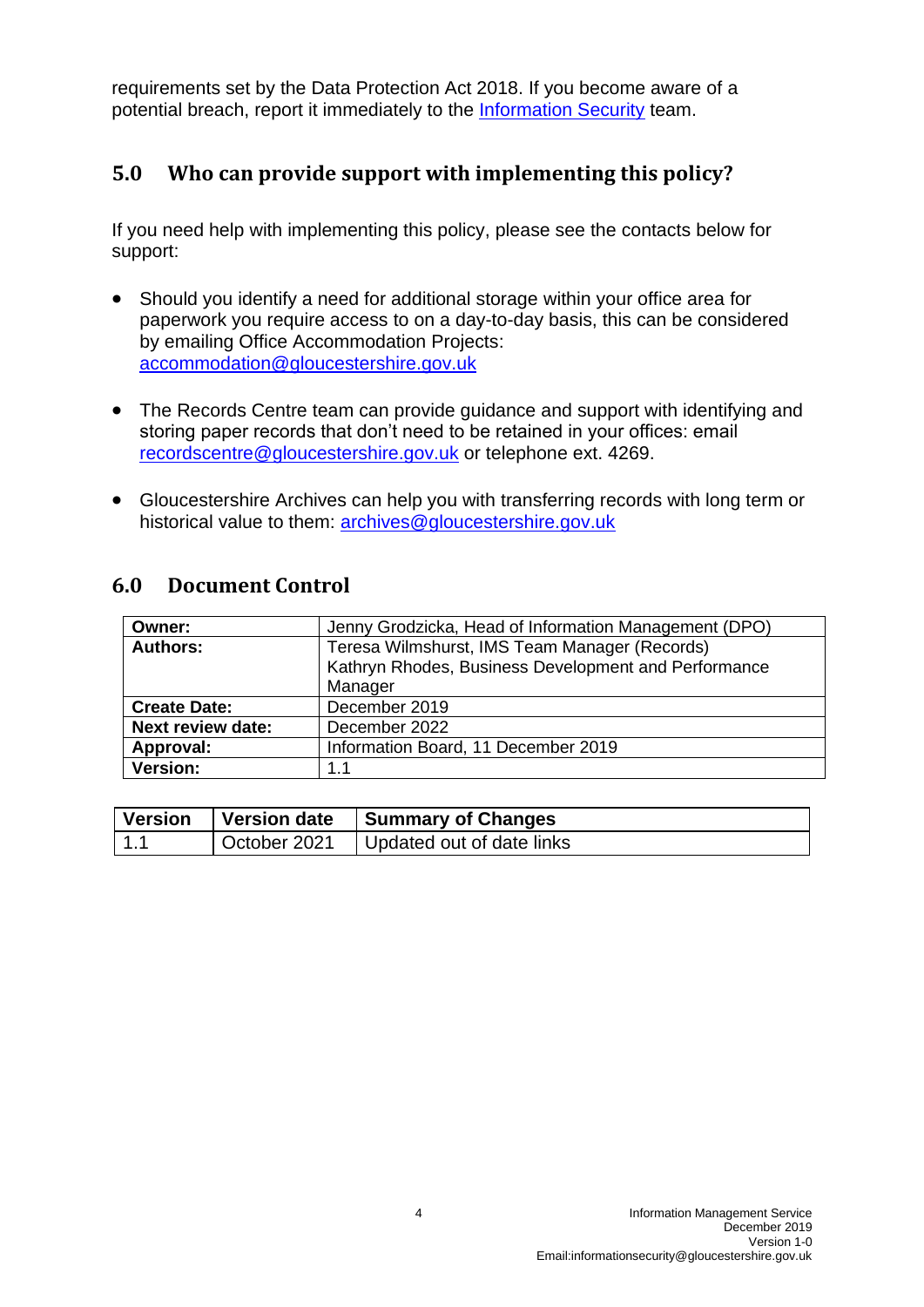requirements set by the Data Protection Act 2018. If you become aware of a potential breach, report it immediately to the Information Security team.

## 5.0 Who can provide support with implementing this policy?

If you need help with implementing this policy, please see the contacts below for support:

- Should you identify a need for additional storage within your office area for paperwork you require access to on a day-to-day basis, this can be considered by emailing Office Accommodation Projects: accommodation@gloucestershire.gov.uk

- The Records Centre team can provide guidance and support with identifying and storing paper records that don't need to be retained in your offices: email recordscentre@gloucestershire.gov.uk or telephone ext. 4269.

- Gloucestershire Archives can help you with transferring records with long term or historical value to them: archives@gloucestershire.gov.uk

## 6.0 Document Control

| | |
|---|---|
| **Owner:** | Jenny Grodzicka, Head of Information Management (DPO) |
| **Authors:** | Teresa Wilmshurst, IMS Team Manager (Records)<br>Kathryn Rhodes, Business Development and Performance Manager |
| **Create Date:** | December 2019 |
| **Next review date:** | December 2022 |
| **Approval:** | Information Board, 11 December 2019 |
| **Version:** | 1.1 |

| Version | Version date | Summary of Changes |
|---|---|---|
| 1.1 | October 2021 | Updated out of date links |